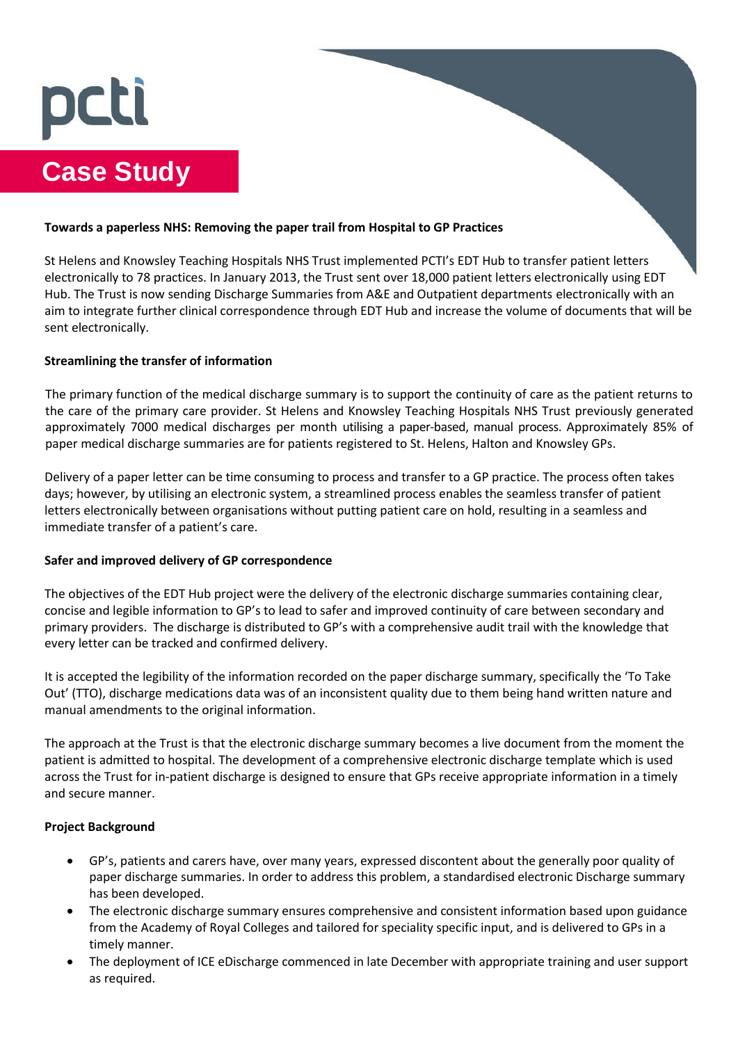pcti

# Case Study

**Towards a paperless NHS: Removing the paper trail from Hospital to GP Practices**

St Helens and Knowsley Teaching Hospitals NHS Trust implemented PCTI's EDT Hub to transfer patient letters electronically to 78 practices. In January 2013, the Trust sent over 18,000 patient letters electronically using EDT Hub. The Trust is now sending Discharge Summaries from A&E and Outpatient departments electronically with an aim to integrate further clinical correspondence through EDT Hub and increase the volume of documents that will be sent electronically.

**Streamlining the transfer of information**

The primary function of the medical discharge summary is to support the continuity of care as the patient returns to the care of the primary care provider. St Helens and Knowsley Teaching Hospitals NHS Trust previously generated approximately 7000 medical discharges per month utilising a paper-based, manual process. Approximately 85% of paper medical discharge summaries are for patients registered to St. Helens, Halton and Knowsley GPs.

Delivery of a paper letter can be time consuming to process and transfer to a GP practice. The process often takes days; however, by utilising an electronic system, a streamlined process enables the seamless transfer of patient letters electronically between organisations without putting patient care on hold, resulting in a seamless and immediate transfer of a patient's care.

**Safer and improved delivery of GP correspondence**

The objectives of the EDT Hub project were the delivery of the electronic discharge summaries containing clear, concise and legible information to GP's to lead to safer and improved continuity of care between secondary and primary providers. The discharge is distributed to GP's with a comprehensive audit trail with the knowledge that every letter can be tracked and confirmed delivery.

It is accepted the legibility of the information recorded on the paper discharge summary, specifically the 'To Take Out' (TTO), discharge medications data was of an inconsistent quality due to them being hand written nature and manual amendments to the original information.

The approach at the Trust is that the electronic discharge summary becomes a live document from the moment the patient is admitted to hospital. The development of a comprehensive electronic discharge template which is used across the Trust for in-patient discharge is designed to ensure that GPs receive appropriate information in a timely and secure manner.

**Project Background**

- GP's, patients and carers have, over many years, expressed discontent about the generally poor quality of paper discharge summaries. In order to address this problem, a standardised electronic Discharge summary has been developed.
- The electronic discharge summary ensures comprehensive and consistent information based upon guidance from the Academy of Royal Colleges and tailored for speciality specific input, and is delivered to GPs in a timely manner.
- The deployment of ICE eDischarge commenced in late December with appropriate training and user support as required.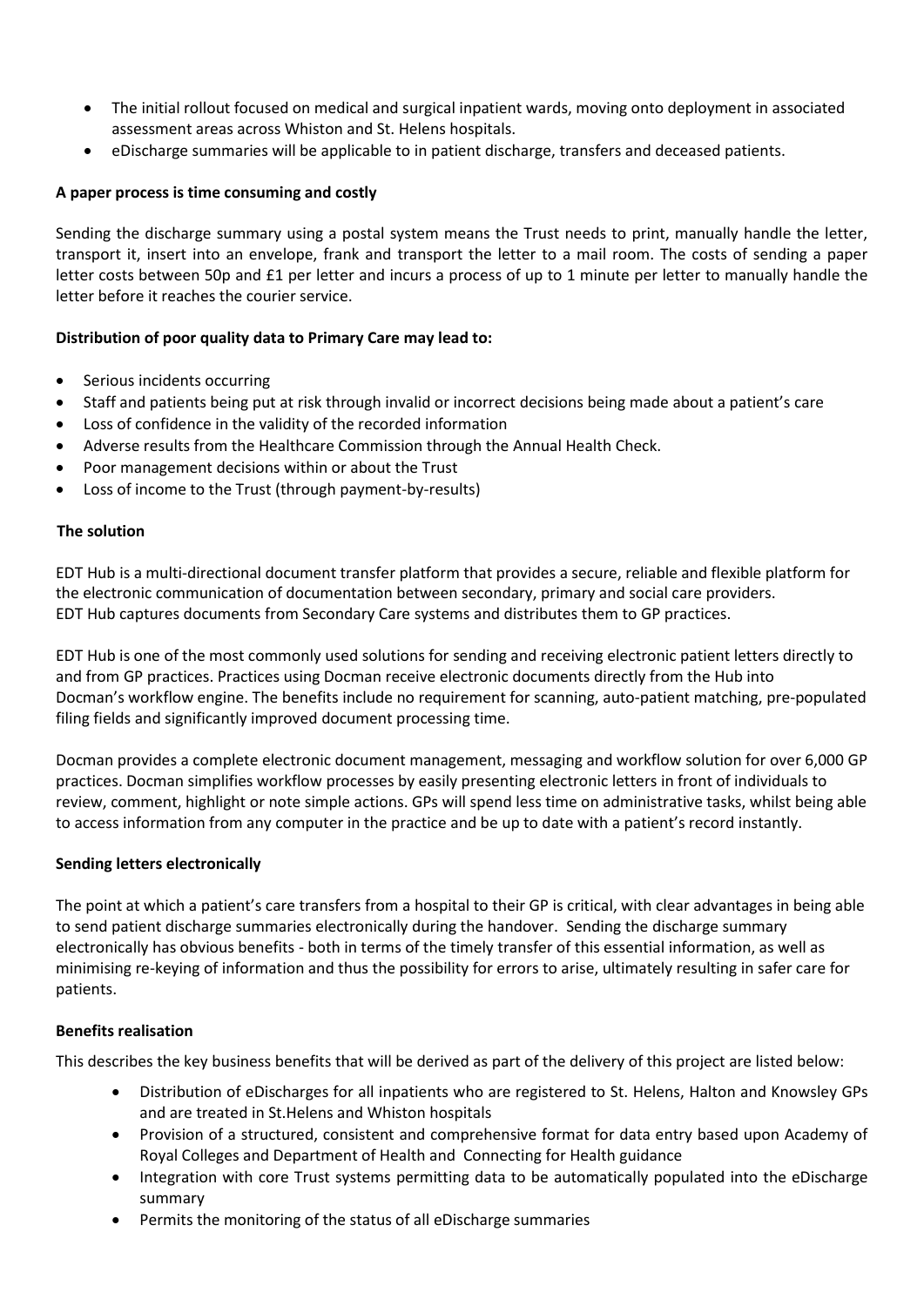- The initial rollout focused on medical and surgical inpatient wards, moving onto deployment in associated assessment areas across Whiston and St. Helens hospitals.
- eDischarge summaries will be applicable to in patient discharge, transfers and deceased patients.

**A paper process is time consuming and costly**

Sending the discharge summary using a postal system means the Trust needs to print, manually handle the letter, transport it, insert into an envelope, frank and transport the letter to a mail room. The costs of sending a paper letter costs between 50p and £1 per letter and incurs a process of up to 1 minute per letter to manually handle the letter before it reaches the courier service.

**Distribution of poor quality data to Primary Care may lead to:**

- Serious incidents occurring
- Staff and patients being put at risk through invalid or incorrect decisions being made about a patient's care
- Loss of confidence in the validity of the recorded information
- Adverse results from the Healthcare Commission through the Annual Health Check.
- Poor management decisions within or about the Trust
- Loss of income to the Trust (through payment-by-results)

**The solution**

EDT Hub is a multi-directional document transfer platform that provides a secure, reliable and flexible platform for the electronic communication of documentation between secondary, primary and social care providers.
EDT Hub captures documents from Secondary Care systems and distributes them to GP practices.

EDT Hub is one of the most commonly used solutions for sending and receiving electronic patient letters directly to and from GP practices. Practices using Docman receive electronic documents directly from the Hub into Docman's workflow engine. The benefits include no requirement for scanning, auto-patient matching, pre-populated filing fields and significantly improved document processing time.

Docman provides a complete electronic document management, messaging and workflow solution for over 6,000 GP practices. Docman simplifies workflow processes by easily presenting electronic letters in front of individuals to review, comment, highlight or note simple actions. GPs will spend less time on administrative tasks, whilst being able to access information from any computer in the practice and be up to date with a patient's record instantly.

**Sending letters electronically**

The point at which a patient's care transfers from a hospital to their GP is critical, with clear advantages in being able to send patient discharge summaries electronically during the handover. Sending the discharge summary electronically has obvious benefits - both in terms of the timely transfer of this essential information, as well as minimising re-keying of information and thus the possibility for errors to arise, ultimately resulting in safer care for patients.

**Benefits realisation**

This describes the key business benefits that will be derived as part of the delivery of this project are listed below:

- Distribution of eDischarges for all inpatients who are registered to St. Helens, Halton and Knowsley GPs and are treated in St.Helens and Whiston hospitals
- Provision of a structured, consistent and comprehensive format for data entry based upon Academy of Royal Colleges and Department of Health and Connecting for Health guidance
- Integration with core Trust systems permitting data to be automatically populated into the eDischarge summary
- Permits the monitoring of the status of all eDischarge summaries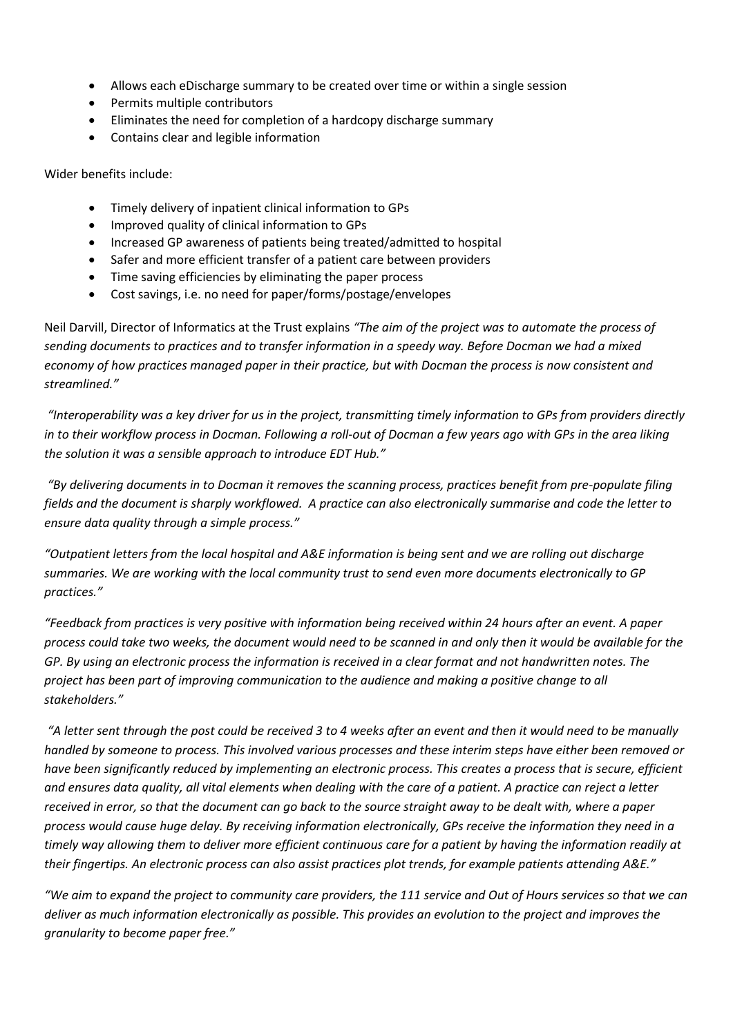- Allows each eDischarge summary to be created over time or within a single session
- Permits multiple contributors
- Eliminates the need for completion of a hardcopy discharge summary
- Contains clear and legible information

Wider benefits include:

- Timely delivery of inpatient clinical information to GPs
- Improved quality of clinical information to GPs
- Increased GP awareness of patients being treated/admitted to hospital
- Safer and more efficient transfer of a patient care between providers
- Time saving efficiencies by eliminating the paper process
- Cost savings, i.e. no need for paper/forms/postage/envelopes

Neil Darvill, Director of Informatics at the Trust explains *"The aim of the project was to automate the process of sending documents to practices and to transfer information in a speedy way. Before Docman we had a mixed economy of how practices managed paper in their practice, but with Docman the process is now consistent and streamlined."*

*"Interoperability was a key driver for us in the project, transmitting timely information to GPs from providers directly in to their workflow process in Docman. Following a roll-out of Docman a few years ago with GPs in the area liking the solution it was a sensible approach to introduce EDT Hub."*

*"By delivering documents in to Docman it removes the scanning process, practices benefit from pre-populate filing fields and the document is sharply workflowed. A practice can also electronically summarise and code the letter to ensure data quality through a simple process."*

*"Outpatient letters from the local hospital and A&E information is being sent and we are rolling out discharge summaries. We are working with the local community trust to send even more documents electronically to GP practices."*

*"Feedback from practices is very positive with information being received within 24 hours after an event. A paper process could take two weeks, the document would need to be scanned in and only then it would be available for the GP. By using an electronic process the information is received in a clear format and not handwritten notes. The project has been part of improving communication to the audience and making a positive change to all stakeholders."*

*"A letter sent through the post could be received 3 to 4 weeks after an event and then it would need to be manually handled by someone to process. This involved various processes and these interim steps have either been removed or have been significantly reduced by implementing an electronic process. This creates a process that is secure, efficient and ensures data quality, all vital elements when dealing with the care of a patient. A practice can reject a letter received in error, so that the document can go back to the source straight away to be dealt with, where a paper process would cause huge delay. By receiving information electronically, GPs receive the information they need in a timely way allowing them to deliver more efficient continuous care for a patient by having the information readily at their fingertips. An electronic process can also assist practices plot trends, for example patients attending A&E."*

*"We aim to expand the project to community care providers, the 111 service and Out of Hours services so that we can deliver as much information electronically as possible. This provides an evolution to the project and improves the granularity to become paper free."*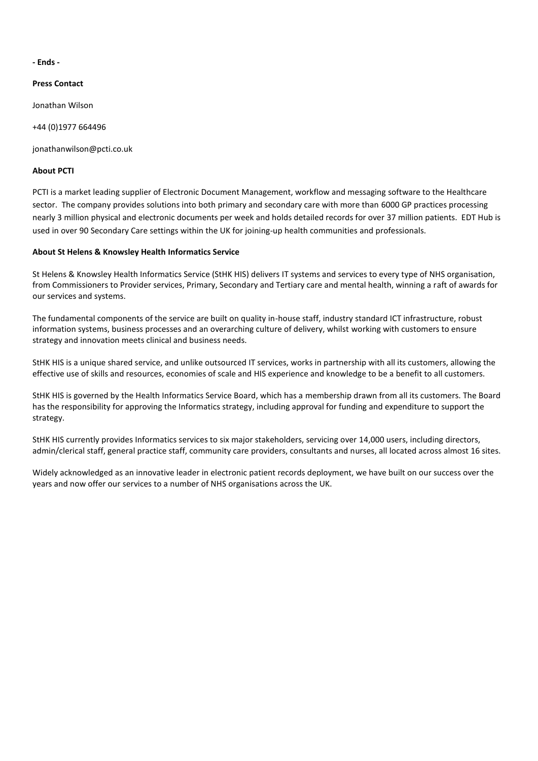**- Ends -**

**Press Contact**

Jonathan Wilson

+44 (0)1977 664496

jonathanwilson@pcti.co.uk

**About PCTI**

PCTI is a market leading supplier of Electronic Document Management, workflow and messaging software to the Healthcare sector. The company provides solutions into both primary and secondary care with more than 6000 GP practices processing nearly 3 million physical and electronic documents per week and holds detailed records for over 37 million patients. EDT Hub is used in over 90 Secondary Care settings within the UK for joining-up health communities and professionals.

**About St Helens & Knowsley Health Informatics Service**

St Helens & Knowsley Health Informatics Service (StHK HIS) delivers IT systems and services to every type of NHS organisation, from Commissioners to Provider services, Primary, Secondary and Tertiary care and mental health, winning a raft of awards for our services and systems.

The fundamental components of the service are built on quality in-house staff, industry standard ICT infrastructure, robust information systems, business processes and an overarching culture of delivery, whilst working with customers to ensure strategy and innovation meets clinical and business needs.

StHK HIS is a unique shared service, and unlike outsourced IT services, works in partnership with all its customers, allowing the effective use of skills and resources, economies of scale and HIS experience and knowledge to be a benefit to all customers.

StHK HIS is governed by the Health Informatics Service Board, which has a membership drawn from all its customers. The Board has the responsibility for approving the Informatics strategy, including approval for funding and expenditure to support the strategy.

StHK HIS currently provides Informatics services to six major stakeholders, servicing over 14,000 users, including directors, admin/clerical staff, general practice staff, community care providers, consultants and nurses, all located across almost 16 sites.

Widely acknowledged as an innovative leader in electronic patient records deployment, we have built on our success over the years and now offer our services to a number of NHS organisations across the UK.